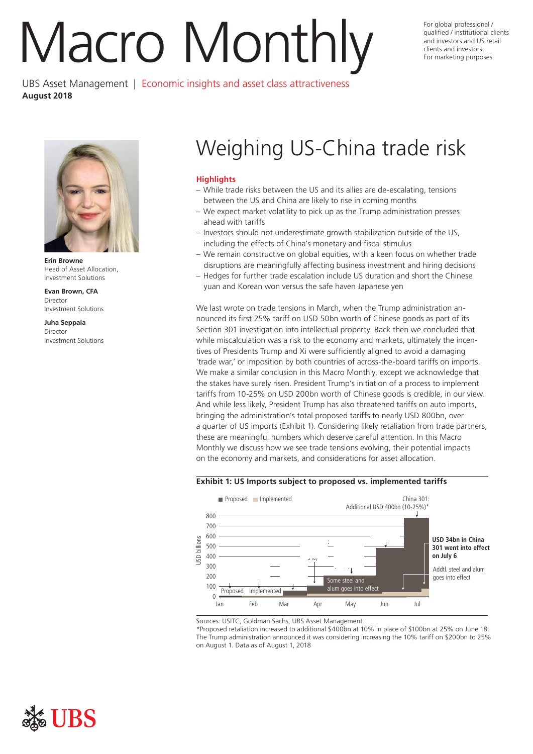# Macro Monthly

For global professional / qualified / institutional clients and investors and US retail clients and investors.
For marketing purposes.

UBS Asset Management | Economic insights and asset class attractiveness
**August 2018**

**Erin Browne**
Head of Asset Allocation, Investment Solutions

**Evan Brown, CFA**
Director
Investment Solutions

**Juha Seppala**
Director
Investment Solutions

## Weighing US-China trade risk

### Highlights

- While trade risks between the US and its allies are de-escalating, tensions between the US and China are likely to rise in coming months
- We expect market volatility to pick up as the Trump administration presses ahead with tariffs
- Investors should not underestimate growth stabilization outside of the US, including the effects of China's monetary and fiscal stimulus
- We remain constructive on global equities, with a keen focus on whether trade disruptions are meaningfully affecting business investment and hiring decisions
- Hedges for further trade escalation include US duration and short the Chinese yuan and Korean won versus the safe haven Japanese yen

We last wrote on trade tensions in March, when the Trump administration announced its first 25% tariff on USD 50bn worth of Chinese goods as part of its Section 301 investigation into intellectual property. Back then we concluded that while miscalculation was a risk to the economy and markets, ultimately the incentives of Presidents Trump and Xi were sufficiently aligned to avoid a damaging 'trade war,' or imposition by both countries of across-the-board tariffs on imports. We make a similar conclusion in this Macro Monthly, except we acknowledge that the stakes have surely risen. President Trump's initiation of a process to implement tariffs from 10-25% on USD 200bn worth of Chinese goods is credible, in our view. And while less likely, President Trump has also threatened tariffs on auto imports, bringing the administration's total proposed tariffs to nearly USD 800bn, over a quarter of US imports (Exhibit 1). Considering likely retaliation from trade partners, these are meaningful numbers which deserve careful attention. In this Macro Monthly we discuss how we see trade tensions evolving, their potential impacts on the economy and markets, and considerations for asset allocation.

**Exhibit 1: US Imports subject to proposed vs. implemented tariffs**

Sources: USITC, Goldman Sachs, UBS Asset Management
*Proposed retaliation increased to additional $400bn at 10% in place of $100bn at 25% on June 18. The Trump administration announced it was considering increasing the 10% tariff on $200bn to 25% on August 1. Data as of August 1, 2018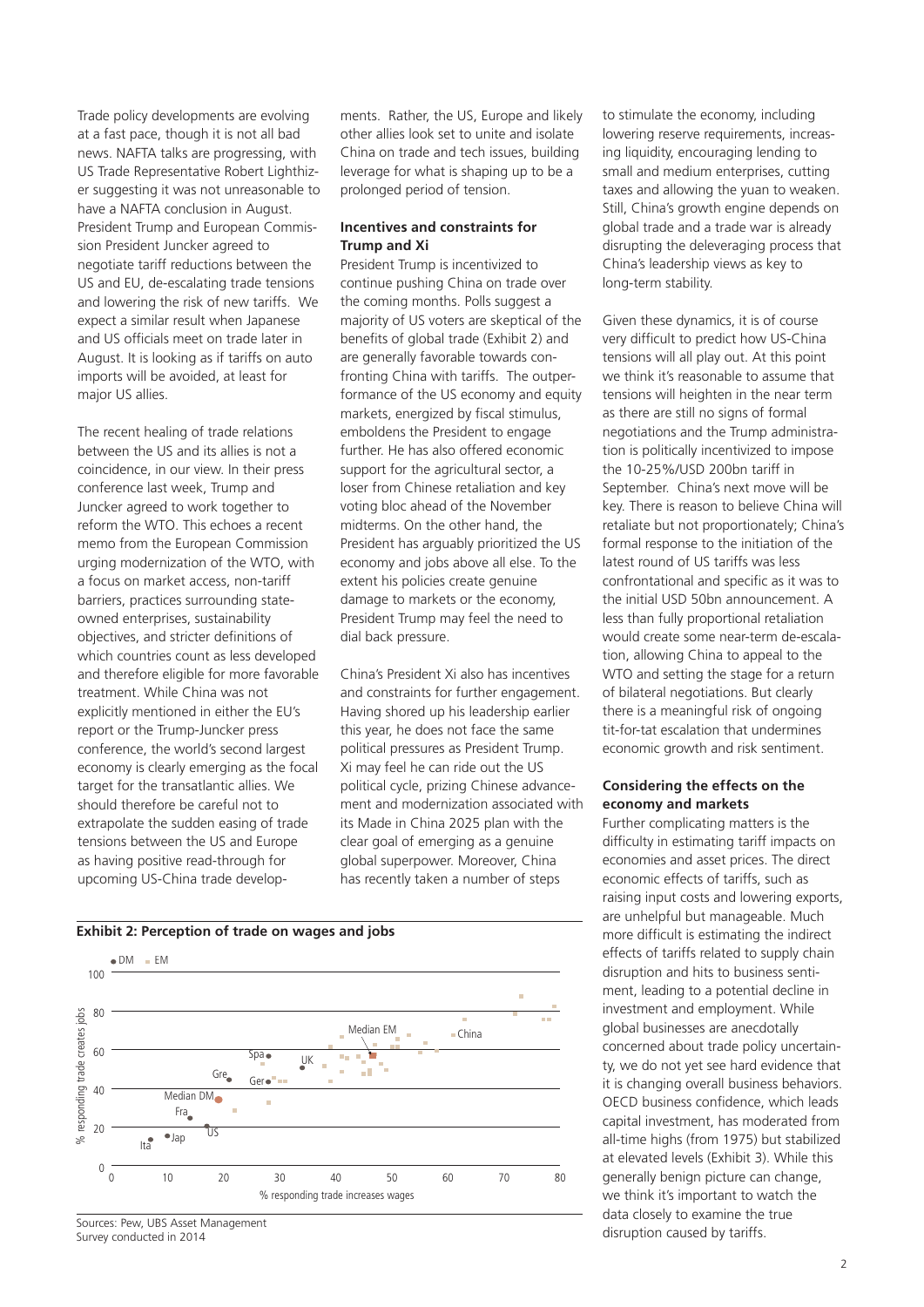Trade policy developments are evolving at a fast pace, though it is not all bad news. NAFTA talks are progressing, with US Trade Representative Robert Lighthizer suggesting it was not unreasonable to have a NAFTA conclusion in August. President Trump and European Commission President Juncker agreed to negotiate tariff reductions between the US and EU, de-escalating trade tensions and lowering the risk of new tariffs. We expect a similar result when Japanese and US officials meet on trade later in August. It is looking as if tariffs on auto imports will be avoided, at least for major US allies.

The recent healing of trade relations between the US and its allies is not a coincidence, in our view. In their press conference last week, Trump and Juncker agreed to work together to reform the WTO. This echoes a recent memo from the European Commission urging modernization of the WTO, with a focus on market access, non-tariff barriers, practices surrounding state-owned enterprises, sustainability objectives, and stricter definitions of which countries count as less developed and therefore eligible for more favorable treatment. While China was not explicitly mentioned in either the EU's report or the Trump-Juncker press conference, the world's second largest economy is clearly emerging as the focal target for the transatlantic allies. We should therefore be careful not to extrapolate the sudden easing of trade tensions between the US and Europe as having positive read-through for upcoming US-China trade developments. Rather, the US, Europe and likely other allies look set to unite and isolate China on trade and tech issues, building leverage for what is shaping up to be a prolonged period of tension.

### Incentives and constraints for Trump and Xi

President Trump is incentivized to continue pushing China on trade over the coming months. Polls suggest a majority of US voters are skeptical of the benefits of global trade (Exhibit 2) and are generally favorable towards confronting China with tariffs. The outperformance of the US economy and equity markets, energized by fiscal stimulus, emboldens the President to engage further. He has also offered economic support for the agricultural sector, a loser from Chinese retaliation and key voting bloc ahead of the November midterms. On the other hand, the President has arguably prioritized the US economy and jobs above all else. To the extent his policies create genuine damage to markets or the economy, President Trump may feel the need to dial back pressure.

China's President Xi also has incentives and constraints for further engagement. Having shored up his leadership earlier this year, he does not face the same political pressures as President Trump. Xi may feel he can ride out the US political cycle, prizing Chinese advancement and modernization associated with its Made in China 2025 plan with the clear goal of emerging as a genuine global superpower. Moreover, China has recently taken a number of steps to stimulate the economy, including lowering reserve requirements, increasing liquidity, encouraging lending to small and medium enterprises, cutting taxes and allowing the yuan to weaken. Still, China's growth engine depends on global trade and a trade war is already disrupting the deleveraging process that China's leadership views as key to long-term stability.

Given these dynamics, it is of course very difficult to predict how US-China tensions will all play out. At this point we think it's reasonable to assume that tensions will heighten in the near term as there are still no signs of formal negotiations and the Trump administration is politically incentivized to impose the 10-25%/USD 200bn tariff in September. China's next move will be key. There is reason to believe China will retaliate but not proportionately; China's formal response to the initiation of the latest round of US tariffs was less confrontational and specific as it was to the initial USD 50bn announcement. A less than fully proportional retaliation would create some near-term de-escalation, allowing China to appeal to the WTO and setting the stage for a return of bilateral negotiations. But clearly there is a meaningful risk of ongoing tit-for-tat escalation that undermines economic growth and risk sentiment.

### Considering the effects on the economy and markets

Further complicating matters is the difficulty in estimating tariff impacts on economies and asset prices. The direct economic effects of tariffs, such as raising input costs and lowering exports, are unhelpful but manageable. Much more difficult is estimating the indirect effects of tariffs related to supply chain disruption and hits to business sentiment, leading to a potential decline in investment and employment. While global businesses are anecdotally concerned about trade policy uncertainty, we do not yet see hard evidence that it is changing overall business behaviors. OECD business confidence, which leads capital investment, has moderated from all-time highs (from 1975) but stabilized at elevated levels (Exhibit 3). While this generally benign picture can change, we think it's important to watch the data closely to examine the true disruption caused by tariffs.

**Exhibit 2: Perception of trade on wages and jobs**

Sources: Pew, UBS Asset Management
Survey conducted in 2014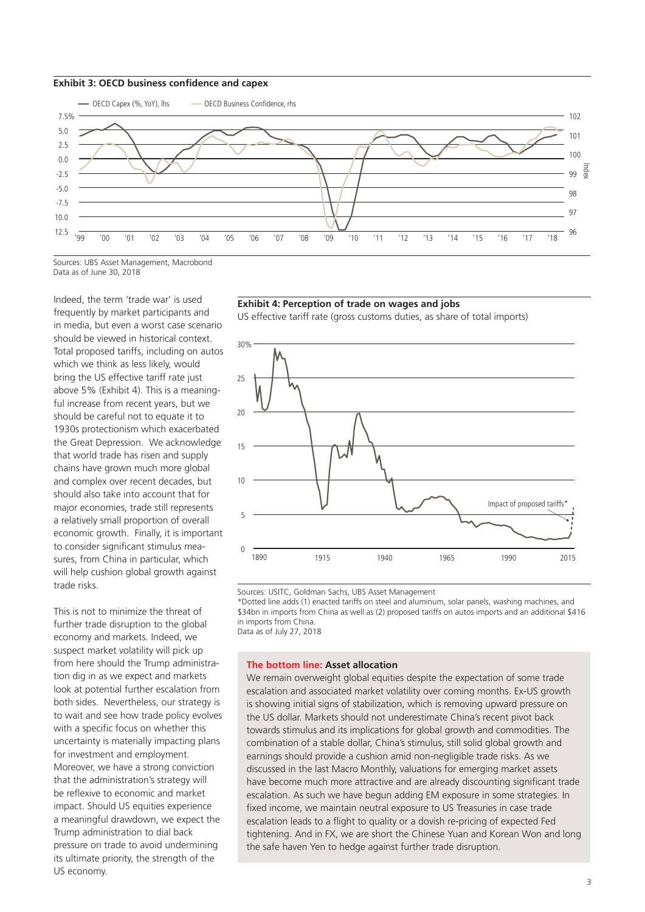**Exhibit 3: OECD business confidence and capex**

Sources: UBS Asset Management, Macrobond
Data as of June 30, 2018

Indeed, the term 'trade war' is used frequently by market participants and in media, but even a worst case scenario should be viewed in historical context. Total proposed tariffs, including on autos which we think as less likely, would bring the US effective tariff rate just above 5% (Exhibit 4). This is a meaningful increase from recent years, but we should be careful not to equate it to 1930s protectionism which exacerbated the Great Depression. We acknowledge that world trade has risen and supply chains have grown much more global and complex over recent decades, but should also take into account that for major economies, trade still represents a relatively small proportion of overall economic growth. Finally, it is important to consider significant stimulus measures, from China in particular, which will help cushion global growth against trade risks.

This is not to minimize the threat of further trade disruption to the global economy and markets. Indeed, we suspect market volatility will pick up from here should the Trump administration dig in as we expect and markets look at potential further escalation from both sides. Nevertheless, our strategy is to wait and see how trade policy evolves with a specific focus on whether this uncertainty is materially impacting plans for investment and employment. Moreover, we have a strong conviction that the administration's strategy will be reflexive to economic and market impact. Should US equities experience a meaningful drawdown, we expect the Trump administration to dial back pressure on trade to avoid undermining its ultimate priority, the strength of the US economy.

**Exhibit 4: Perception of trade on wages and jobs**

US effective tariff rate (gross customs duties, as share of total imports)

Sources: USITC, Goldman Sachs, UBS Asset Management
*Dotted line adds (1) enacted tariffs on steel and aluminum, solar panels, washing machines, and $34bn in imports from China as well as (2) proposed tariffs on autos imports and an additional $416 in imports from China.
Data as of July 27, 2018

**The bottom line: Asset allocation**

We remain overweight global equities despite the expectation of some trade escalation and associated market volatility over coming months. Ex-US growth is showing initial signs of stabilization, which is removing upward pressure on the US dollar. Markets should not underestimate China's recent pivot back towards stimulus and its implications for global growth and commodities. The combination of a stable dollar, China's stimulus, still solid global growth and earnings should provide a cushion amid non-negligible trade risks. As we discussed in the last Macro Monthly, valuations for emerging market assets have become much more attractive and are already discounting significant trade escalation. As such we have begun adding EM exposure in some strategies. In fixed income, we maintain neutral exposure to US Treasuries in case trade escalation leads to a flight to quality or a dovish re-pricing of expected Fed tightening. And in FX, we are short the Chinese Yuan and Korean Won and long the safe haven Yen to hedge against further trade disruption.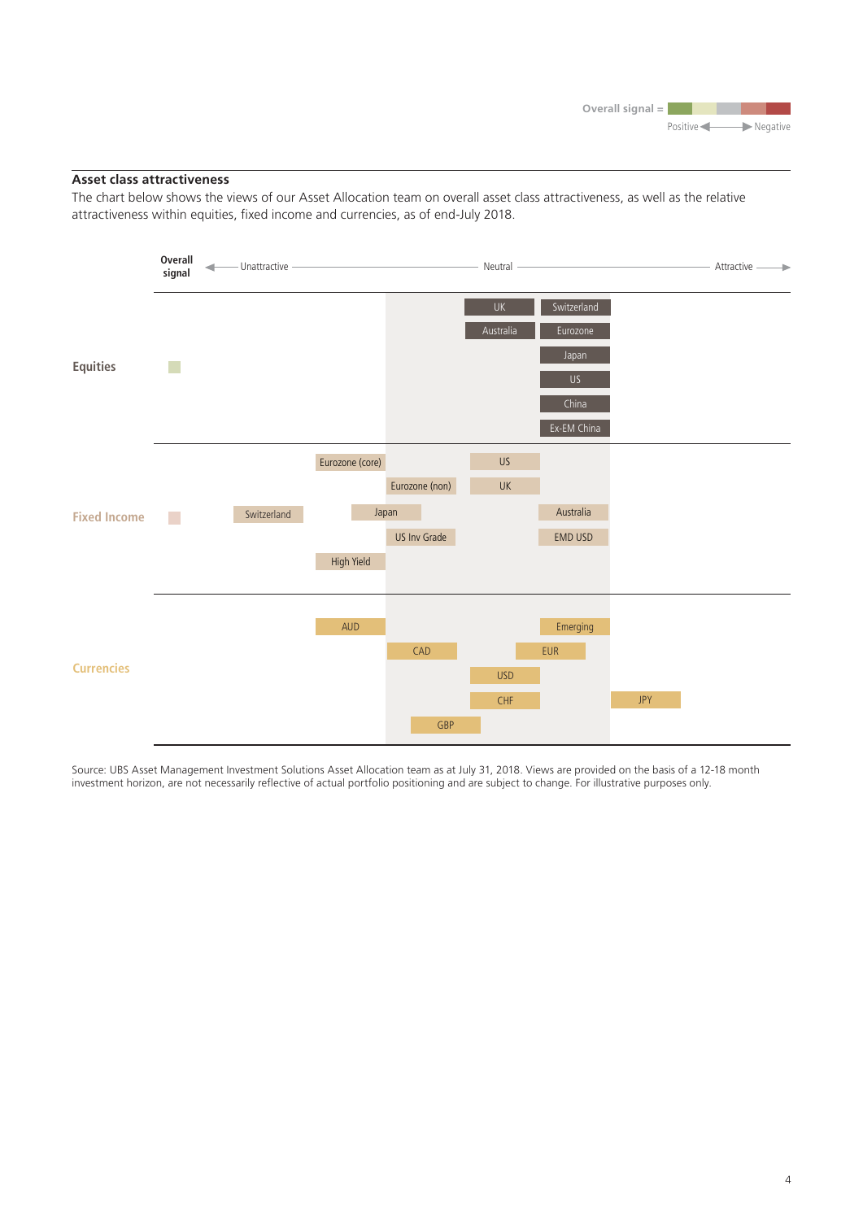Overall signal = Positive ◀ ▶ Negative

**Asset class attractiveness**

The chart below shows the views of our Asset Allocation team on overall asset class attractiveness, as well as the relative attractiveness within equities, fixed income and currencies, as of end-July 2018.

| | Overall signal | Unattractive | | | Neutral | | | Attractive |
|---|---|---|---|---|---|---|---|---|
| **Equities** | | | | | | UK, Australia | Switzerland, Eurozone, Japan, US, China, Ex-EM China | |
| **Fixed Income** | | Switzerland | Eurozone (core), High Yield | Japan | Eurozone (non), US Inv Grade | US, UK | Australia, EMD USD | |
| **Currencies** | | | AUD | CAD | GBP | USD, CHF | Emerging, EUR | JPY |

Source: UBS Asset Management Investment Solutions Asset Allocation team as at July 31, 2018. Views are provided on the basis of a 12-18 month investment horizon, are not necessarily reflective of actual portfolio positioning and are subject to change. For illustrative purposes only.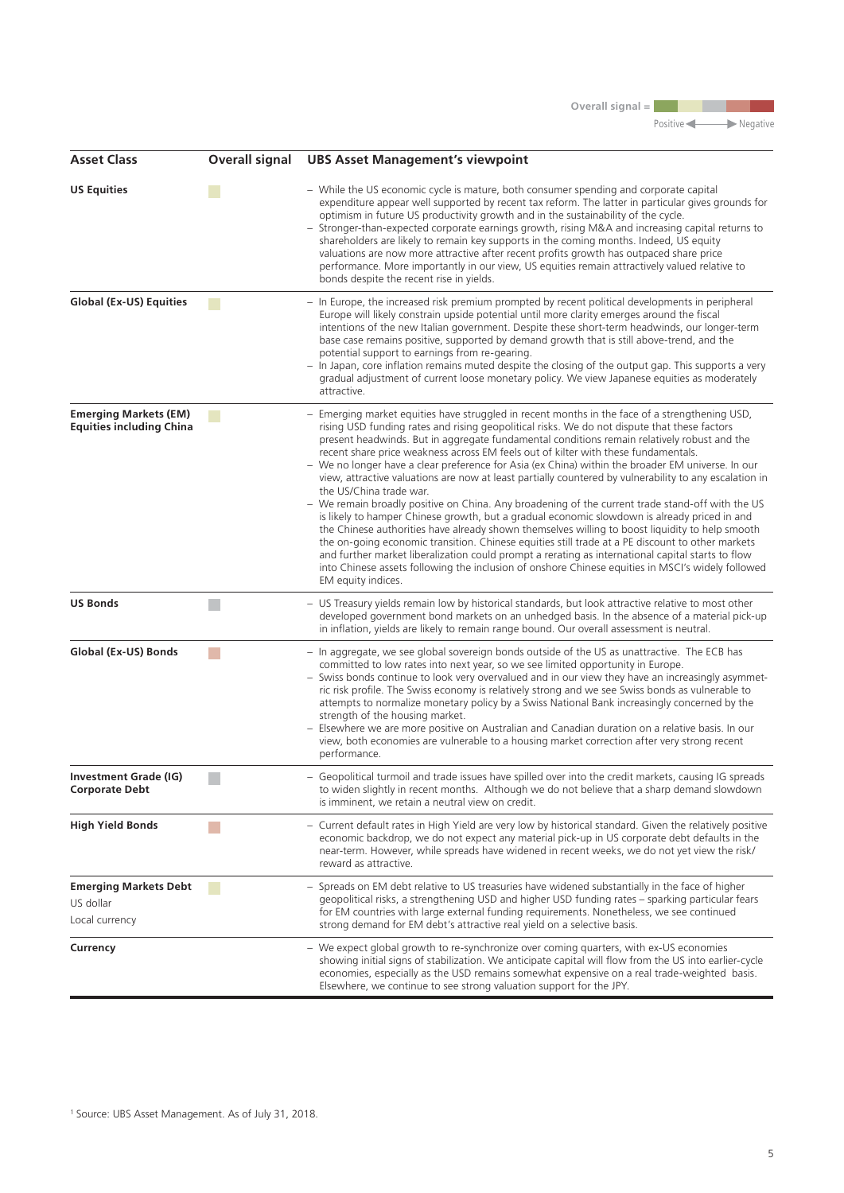Overall signal = Positive ◀ ▶ Negative

| Asset Class | Overall signal | UBS Asset Management's viewpoint |
|---|---|---|
| **US Equities** | | – While the US economic cycle is mature, both consumer spending and corporate capital expenditure appear well supported by recent tax reform. The latter in particular gives grounds for optimism in future US productivity growth and in the sustainability of the cycle.<br>– Stronger-than-expected corporate earnings growth, rising M&A and increasing capital returns to shareholders are likely to remain key supports in the coming months. Indeed, US equity valuations are now more attractive after recent profits growth has outpaced share price performance. More importantly in our view, US equities remain attractively valued relative to bonds despite the recent rise in yields. |
| **Global (Ex-US) Equities** | | – In Europe, the increased risk premium prompted by recent political developments in peripheral Europe will likely constrain upside potential until more clarity emerges around the fiscal intentions of the new Italian government. Despite these short-term headwinds, our longer-term base case remains positive, supported by demand growth that is still above-trend, and the potential support to earnings from re-gearing.<br>– In Japan, core inflation remains muted despite the closing of the output gap. This supports a very gradual adjustment of current loose monetary policy. We view Japanese equities as moderately attractive. |
| **Emerging Markets (EM) Equities including China** | | – Emerging market equities have struggled in recent months in the face of a strengthening USD, rising USD funding rates and rising geopolitical risks. We do not dispute that these factors present headwinds. But in aggregate fundamental conditions remain relatively robust and the recent share price weakness across EM feels out of kilter with these fundamentals.<br>– We no longer have a clear preference for Asia (ex China) within the broader EM universe. In our view, attractive valuations are now at least partially countered by vulnerability to any escalation in the US/China trade war.<br>– We remain broadly positive on China. Any broadening of the current trade stand-off with the US is likely to hamper Chinese growth, but a gradual economic slowdown is already priced in and the Chinese authorities have already shown themselves willing to boost liquidity to help smooth the on-going economic transition. Chinese equities still trade at a PE discount to other markets and further market liberalization could prompt a rerating as international capital starts to flow into Chinese assets following the inclusion of onshore Chinese equities in MSCI's widely followed EM equity indices. |
| **US Bonds** | | – US Treasury yields remain low by historical standards, but look attractive relative to most other developed government bond markets on an unhedged basis. In the absence of a material pick-up in inflation, yields are likely to remain range bound. Our overall assessment is neutral. |
| **Global (Ex-US) Bonds** | | – In aggregate, we see global sovereign bonds outside of the US as unattractive. The ECB has committed to low rates into next year, so we see limited opportunity in Europe.<br>– Swiss bonds continue to look very overvalued and in our view they have an increasingly asymmetric risk profile. The Swiss economy is relatively strong and we see Swiss bonds as vulnerable to attempts to normalize monetary policy by a Swiss National Bank increasingly concerned by the strength of the housing market.<br>– Elsewhere we are more positive on Australian and Canadian duration on a relative basis. In our view, both economies are vulnerable to a housing market correction after very strong recent performance. |
| **Investment Grade (IG) Corporate Debt** | | – Geopolitical turmoil and trade issues have spilled over into the credit markets, causing IG spreads to widen slightly in recent months. Although we do not believe that a sharp demand slowdown is imminent, we retain a neutral view on credit. |
| **High Yield Bonds** | | – Current default rates in High Yield are very low by historical standard. Given the relatively positive economic backdrop, we do not expect any material pick-up in US corporate debt defaults in the near-term. However, while spreads have widened in recent weeks, we do not yet view the risk/reward as attractive. |
| **Emerging Markets Debt**<br>US dollar<br>Local currency | | – Spreads on EM debt relative to US treasuries have widened substantially in the face of higher geopolitical risks, a strengthening USD and higher USD funding rates – sparking particular fears for EM countries with large external funding requirements. Nonetheless, we see continued strong demand for EM debt's attractive real yield on a selective basis. |
| **Currency** | | – We expect global growth to re-synchronize over coming quarters, with ex-US economies showing initial signs of stabilization. We anticipate capital will flow from the US into earlier-cycle economies, especially as the USD remains somewhat expensive on a real trade-weighted basis. Elsewhere, we continue to see strong valuation support for the JPY. |

[1] Source: UBS Asset Management. As of July 31, 2018.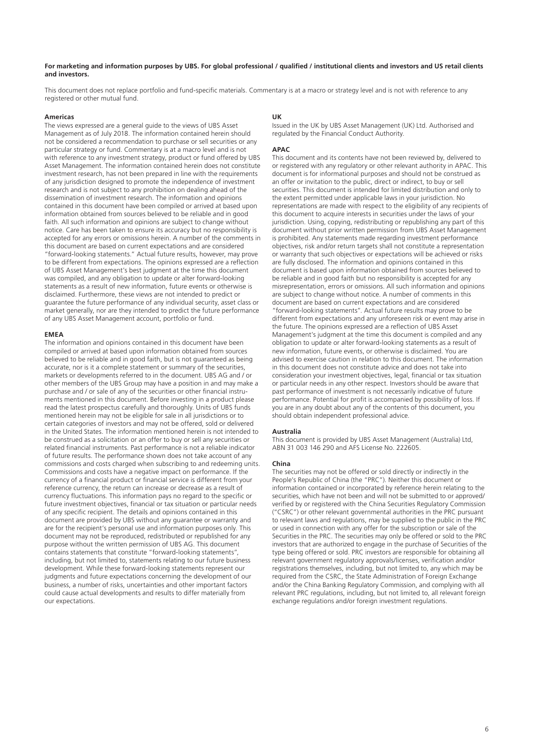**For marketing and information purposes by UBS. For global professional / qualified / institutional clients and investors and US retail clients and investors.**

This document does not replace portfolio and fund-specific materials. Commentary is at a macro or strategy level and is not with reference to any registered or other mutual fund.

**Americas**

The views expressed are a general guide to the views of UBS Asset Management as of July 2018. The information contained herein should not be considered a recommendation to purchase or sell securities or any particular strategy or fund. Commentary is at a macro level and is not with reference to any investment strategy, product or fund offered by UBS Asset Management. The information contained herein does not constitute investment research, has not been prepared in line with the requirements of any jurisdiction designed to promote the independence of investment research and is not subject to any prohibition on dealing ahead of the dissemination of investment research. The information and opinions contained in this document have been compiled or arrived at based upon information obtained from sources believed to be reliable and in good faith. All such information and opinions are subject to change without notice. Care has been taken to ensure its accuracy but no responsibility is accepted for any errors or omissions herein. A number of the comments in this document are based on current expectations and are considered "forward-looking statements." Actual future results, however, may prove to be different from expectations. The opinions expressed are a reflection of UBS Asset Management's best judgment at the time this document was compiled, and any obligation to update or alter forward-looking statements as a result of new information, future events or otherwise is disclaimed. Furthermore, these views are not intended to predict or guarantee the future performance of any individual security, asset class or market generally, nor are they intended to predict the future performance of any UBS Asset Management account, portfolio or fund.

**EMEA**

The information and opinions contained in this document have been compiled or arrived at based upon information obtained from sources believed to be reliable and in good faith, but is not guaranteed as being accurate, nor is it a complete statement or summary of the securities, markets or developments referred to in the document. UBS AG and / or other members of the UBS Group may have a position in and may make a purchase and / or sale of any of the securities or other financial instruments mentioned in this document. Before investing in a product please read the latest prospectus carefully and thoroughly. Units of UBS funds mentioned herein may not be eligible for sale in all jurisdictions or to certain categories of investors and may not be offered, sold or delivered in the United States. The information mentioned herein is not intended to be construed as a solicitation or an offer to buy or sell any securities or related financial instruments. Past performance is not a reliable indicator of future results. The performance shown does not take account of any commissions and costs charged when subscribing to and redeeming units. Commissions and costs have a negative impact on performance. If the currency of a financial product or financial service is different from your reference currency, the return can increase or decrease as a result of currency fluctuations. This information pays no regard to the specific or future investment objectives, financial or tax situation or particular needs of any specific recipient. The details and opinions contained in this document are provided by UBS without any guarantee or warranty and are for the recipient's personal use and information purposes only. This document may not be reproduced, redistributed or republished for any purpose without the written permission of UBS AG. This document contains statements that constitute "forward-looking statements", including, but not limited to, statements relating to our future business development. While these forward-looking statements represent our judgments and future expectations concerning the development of our business, a number of risks, uncertainties and other important factors could cause actual developments and results to differ materially from our expectations.

**UK**

Issued in the UK by UBS Asset Management (UK) Ltd. Authorised and regulated by the Financial Conduct Authority.

**APAC**

This document and its contents have not been reviewed by, delivered to or registered with any regulatory or other relevant authority in APAC. This document is for informational purposes and should not be construed as an offer or invitation to the public, direct or indirect, to buy or sell securities. This document is intended for limited distribution and only to the extent permitted under applicable laws in your jurisdiction. No representations are made with respect to the eligibility of any recipients of this document to acquire interests in securities under the laws of your jurisdiction. Using, copying, redistributing or republishing any part of this document without prior written permission from UBS Asset Management is prohibited. Any statements made regarding investment performance objectives, risk and/or return targets shall not constitute a representation or warranty that such objectives or expectations will be achieved or risks are fully disclosed. The information and opinions contained in this document is based upon information obtained from sources believed to be reliable and in good faith but no responsibility is accepted for any misrepresentation, errors or omissions. All such information and opinions are subject to change without notice. A number of comments in this document are based on current expectations and are considered "forward-looking statements". Actual future results may prove to be different from expectations and any unforeseen risk or event may arise in the future. The opinions expressed are a reflection of UBS Asset Management's judgment at the time this document is compiled and any obligation to update or alter forward-looking statements as a result of new information, future events, or otherwise is disclaimed. You are advised to exercise caution in relation to this document. The information in this document does not constitute advice and does not take into consideration your investment objectives, legal, financial or tax situation or particular needs in any other respect. Investors should be aware that past performance of investment is not necessarily indicative of future performance. Potential for profit is accompanied by possibility of loss. If you are in any doubt about any of the contents of this document, you should obtain independent professional advice.

**Australia**

This document is provided by UBS Asset Management (Australia) Ltd, ABN 31 003 146 290 and AFS License No. 222605.

**China**

The securities may not be offered or sold directly or indirectly in the People's Republic of China (the "PRC"). Neither this document or information contained or incorporated by reference herein relating to the securities, which have not been and will not be submitted to or approved/verified by or registered with the China Securities Regulatory Commission ("CSRC") or other relevant governmental authorities in the PRC pursuant to relevant laws and regulations, may be supplied to the public in the PRC or used in connection with any offer for the subscription or sale of the Securities in the PRC. The securities may only be offered or sold to the PRC investors that are authorized to engage in the purchase of Securities of the type being offered or sold. PRC investors are responsible for obtaining all relevant government regulatory approvals/licenses, verification and/or registrations themselves, including, but not limited to, any which may be required from the CSRC, the State Administration of Foreign Exchange and/or the China Banking Regulatory Commission, and complying with all relevant PRC regulations, including, but not limited to, all relevant foreign exchange regulations and/or foreign investment regulations.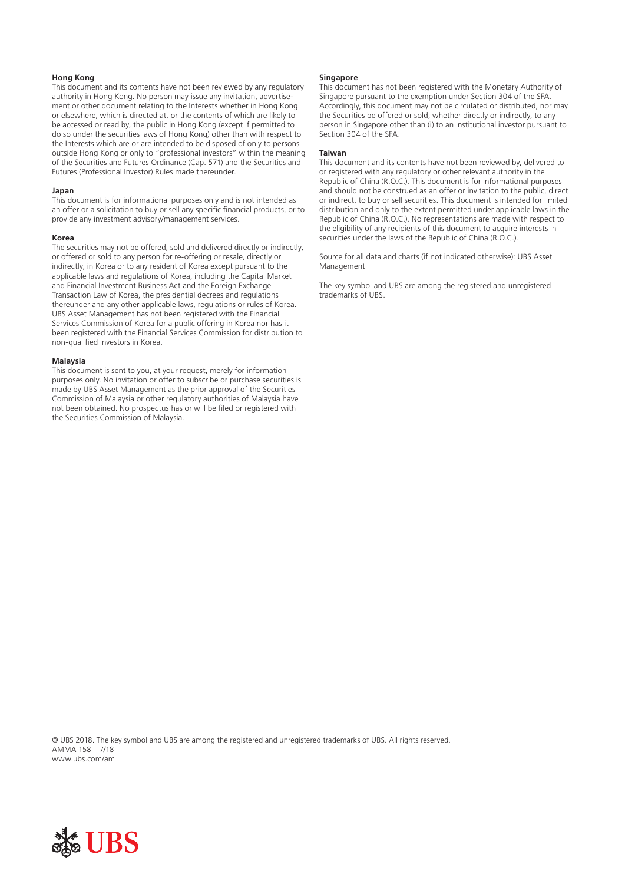**Hong Kong**
This document and its contents have not been reviewed by any regulatory authority in Hong Kong. No person may issue any invitation, advertisement or other document relating to the Interests whether in Hong Kong or elsewhere, which is directed at, or the contents of which are likely to be accessed or read by, the public in Hong Kong (except if permitted to do so under the securities laws of Hong Kong) other than with respect to the Interests which are or are intended to be disposed of only to persons outside Hong Kong or only to "professional investors" within the meaning of the Securities and Futures Ordinance (Cap. 571) and the Securities and Futures (Professional Investor) Rules made thereunder.

**Japan**
This document is for informational purposes only and is not intended as an offer or a solicitation to buy or sell any specific financial products, or to provide any investment advisory/management services.

**Korea**
The securities may not be offered, sold and delivered directly or indirectly, or offered or sold to any person for re-offering or resale, directly or indirectly, in Korea or to any resident of Korea except pursuant to the applicable laws and regulations of Korea, including the Capital Market and Financial Investment Business Act and the Foreign Exchange Transaction Law of Korea, the presidential decrees and regulations thereunder and any other applicable laws, regulations or rules of Korea. UBS Asset Management has not been registered with the Financial Services Commission of Korea for a public offering in Korea nor has it been registered with the Financial Services Commission for distribution to non-qualified investors in Korea.

**Malaysia**
This document is sent to you, at your request, merely for information purposes only. No invitation or offer to subscribe or purchase securities is made by UBS Asset Management as the prior approval of the Securities Commission of Malaysia or other regulatory authorities of Malaysia have not been obtained. No prospectus has or will be filed or registered with the Securities Commission of Malaysia.

**Singapore**
This document has not been registered with the Monetary Authority of Singapore pursuant to the exemption under Section 304 of the SFA. Accordingly, this document may not be circulated or distributed, nor may the Securities be offered or sold, whether directly or indirectly, to any person in Singapore other than (i) to an institutional investor pursuant to Section 304 of the SFA.

**Taiwan**
This document and its contents have not been reviewed by, delivered to or registered with any regulatory or other relevant authority in the Republic of China (R.O.C.). This document is for informational purposes and should not be construed as an offer or invitation to the public, direct or indirect, to buy or sell securities. This document is intended for limited distribution and only to the extent permitted under applicable laws in the Republic of China (R.O.C.). No representations are made with respect to the eligibility of any recipients of this document to acquire interests in securities under the laws of the Republic of China (R.O.C.).

Source for all data and charts (if not indicated otherwise): UBS Asset Management

The key symbol and UBS are among the registered and unregistered trademarks of UBS.

© UBS 2018. The key symbol and UBS are among the registered and unregistered trademarks of UBS. All rights reserved.
AMMA-158 7/18
www.ubs.com/am

UBS